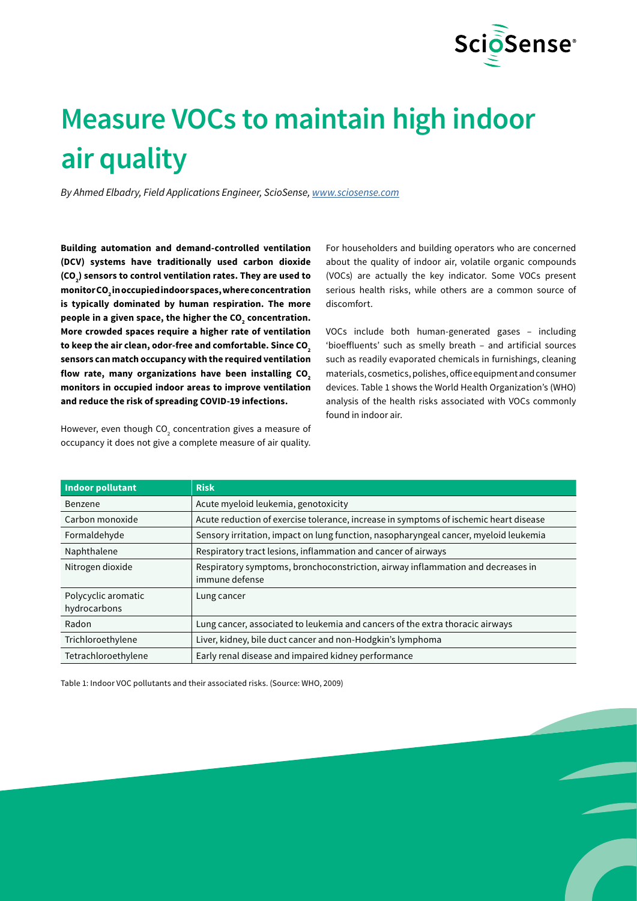# Measure VOCs to maintain high indoor air quality

*By Ahmed Elbadry, Field Applications Engineer, ScioSense, [www.sciosense.com](http://www.sciosense.com)*

**Building automation and demand-controlled ventilation (DCV) systems have traditionally used carbon dioxide ($CO_2$) sensors to control ventilation rates. They are used to monitor $CO_2$ in occupied indoor spaces, where concentration is typically dominated by human respiration. The more people in a given space, the higher the $CO_2$ concentration. More crowded spaces require a higher rate of ventilation to keep the air clean, odor-free and comfortable. Since $CO_2$ sensors can match occupancy with the required ventilation flow rate, many organizations have been installing $CO_2$ monitors in occupied indoor areas to improve ventilation and reduce the risk of spreading COVID-19 infections.**

However, even though $CO_2$ concentration gives a measure of occupancy it does not give a complete measure of air quality.

For householders and building operators who are concerned about the quality of indoor air, volatile organic compounds (VOCs) are actually the key indicator. Some VOCs present serious health risks, while others are a common source of discomfort.

VOCs include both human-generated gases – including 'bioeffluents' such as smelly breath – and artificial sources such as readily evaporated chemicals in furnishings, cleaning materials, cosmetics, polishes, office equipment and consumer devices. Table 1 shows the World Health Organization's (WHO) analysis of the health risks associated with VOCs commonly found in indoor air.

| Indoor pollutant | Risk |
|---|---|
| Benzene | Acute myeloid leukemia, genotoxicity |
| Carbon monoxide | Acute reduction of exercise tolerance, increase in symptoms of ischemic heart disease |
| Formaldehyde | Sensory irritation, impact on lung function, nasopharyngeal cancer, myeloid leukemia |
| Naphthalene | Respiratory tract lesions, inflammation and cancer of airways |
| Nitrogen dioxide | Respiratory symptoms, bronchoconstriction, airway inflammation and decreases in immune defense |
| Polycyclic aromatic hydrocarbons | Lung cancer |
| Radon | Lung cancer, associated to leukemia and cancers of the extra thoracic airways |
| Trichloroethylene | Liver, kidney, bile duct cancer and non-Hodgkin's lymphoma |
| Tetrachloroethylene | Early renal disease and impaired kidney performance |

Table 1: Indoor VOC pollutants and their associated risks. (Source: WHO, 2009)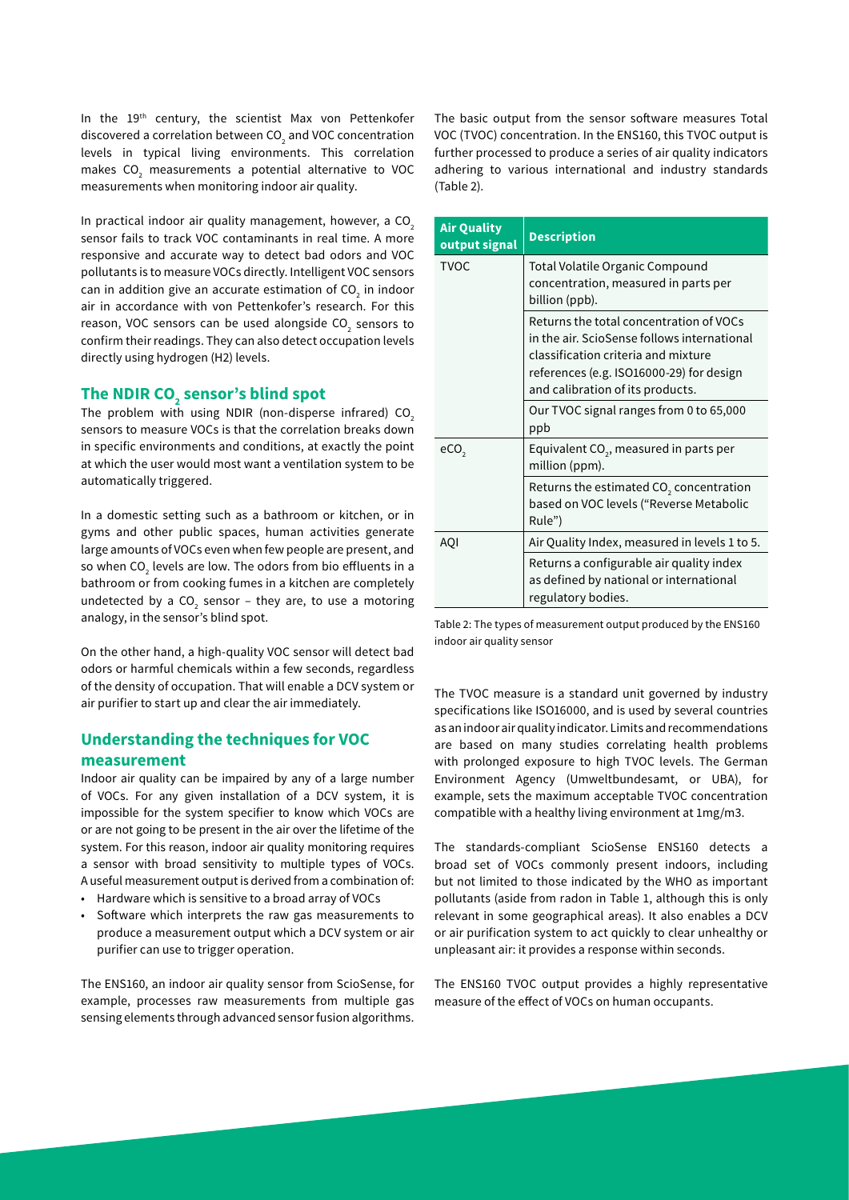In the 19th century, the scientist Max von Pettenkofer discovered a correlation between $CO_2$ and VOC concentration levels in typical living environments. This correlation makes $CO_2$ measurements a potential alternative to VOC measurements when monitoring indoor air quality.

In practical indoor air quality management, however, a $CO_2$ sensor fails to track VOC contaminants in real time. A more responsive and accurate way to detect bad odors and VOC pollutants is to measure VOCs directly. Intelligent VOC sensors can in addition give an accurate estimation of $CO_2$ in indoor air in accordance with von Pettenkofer's research. For this reason, VOC sensors can be used alongside $CO_2$ sensors to confirm their readings. They can also detect occupation levels directly using hydrogen (H2) levels.

## The NDIR $CO_2$ sensor's blind spot

The problem with using NDIR (non-disperse infrared) $CO_2$ sensors to measure VOCs is that the correlation breaks down in specific environments and conditions, at exactly the point at which the user would most want a ventilation system to be automatically triggered.

In a domestic setting such as a bathroom or kitchen, or in gyms and other public spaces, human activities generate large amounts of VOCs even when few people are present, and so when $CO_2$ levels are low. The odors from bio effluents in a bathroom or from cooking fumes in a kitchen are completely undetected by a $CO_2$ sensor – they are, to use a motoring analogy, in the sensor's blind spot.

On the other hand, a high-quality VOC sensor will detect bad odors or harmful chemicals within a few seconds, regardless of the density of occupation. That will enable a DCV system or air purifier to start up and clear the air immediately.

## Understanding the techniques for VOC measurement

Indoor air quality can be impaired by any of a large number of VOCs. For any given installation of a DCV system, it is impossible for the system specifier to know which VOCs are or are not going to be present in the air over the lifetime of the system. For this reason, indoor air quality monitoring requires a sensor with broad sensitivity to multiple types of VOCs. A useful measurement output is derived from a combination of:

- Hardware which is sensitive to a broad array of VOCs
- Software which interprets the raw gas measurements to produce a measurement output which a DCV system or air purifier can use to trigger operation.

The ENS160, an indoor air quality sensor from ScioSense, for example, processes raw measurements from multiple gas sensing elements through advanced sensor fusion algorithms. The basic output from the sensor software measures Total VOC (TVOC) concentration. In the ENS160, this TVOC output is further processed to produce a series of air quality indicators adhering to various international and industry standards (Table 2).

| Air Quality output signal | Description |
|---|---|
| TVOC | Total Volatile Organic Compound concentration, measured in parts per billion (ppb). |
| | Returns the total concentration of VOCs in the air. ScioSense follows international classification criteria and mixture references (e.g. ISO16000-29) for design and calibration of its products. |
| | Our TVOC signal ranges from 0 to 65,000 ppb |
| $eCO_2$ | Equivalent $CO_2$, measured in parts per million (ppm). |
| | Returns the estimated $CO_2$ concentration based on VOC levels ("Reverse Metabolic Rule") |
| AQI | Air Quality Index, measured in levels 1 to 5. |
| | Returns a configurable air quality index as defined by national or international regulatory bodies. |

Table 2: The types of measurement output produced by the ENS160 indoor air quality sensor

The TVOC measure is a standard unit governed by industry specifications like ISO16000, and is used by several countries as an indoor air quality indicator. Limits and recommendations are based on many studies correlating health problems with prolonged exposure to high TVOC levels. The German Environment Agency (Umweltbundesamt, or UBA), for example, sets the maximum acceptable TVOC concentration compatible with a healthy living environment at 1mg/m3.

The standards-compliant ScioSense ENS160 detects a broad set of VOCs commonly present indoors, including but not limited to those indicated by the WHO as important pollutants (aside from radon in Table 1, although this is only relevant in some geographical areas). It also enables a DCV or air purification system to act quickly to clear unhealthy or unpleasant air: it provides a response within seconds.

The ENS160 TVOC output provides a highly representative measure of the effect of VOCs on human occupants.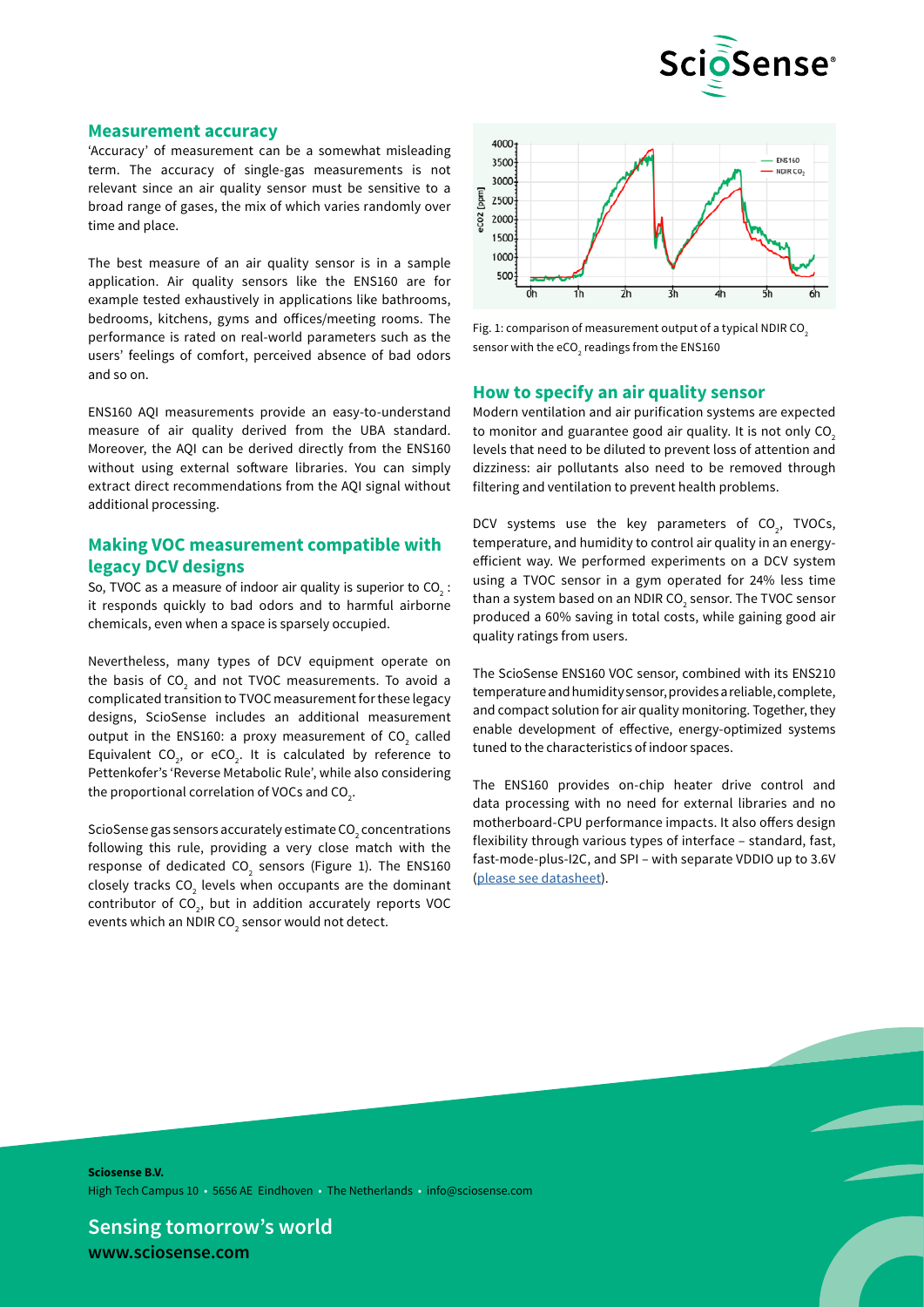## Measurement accuracy

'Accuracy' of measurement can be a somewhat misleading term. The accuracy of single-gas measurements is not relevant since an air quality sensor must be sensitive to a broad range of gases, the mix of which varies randomly over time and place.

The best measure of an air quality sensor is in a sample application. Air quality sensors like the ENS160 are for example tested exhaustively in applications like bathrooms, bedrooms, kitchens, gyms and offices/meeting rooms. The performance is rated on real-world parameters such as the users' feelings of comfort, perceived absence of bad odors and so on.

ENS160 AQI measurements provide an easy-to-understand measure of air quality derived from the UBA standard. Moreover, the AQI can be derived directly from the ENS160 without using external software libraries. You can simply extract direct recommendations from the AQI signal without additional processing.

## Making VOC measurement compatible with legacy DCV designs

So, TVOC as a measure of indoor air quality is superior to $CO_2$ : it responds quickly to bad odors and to harmful airborne chemicals, even when a space is sparsely occupied.

Nevertheless, many types of DCV equipment operate on the basis of $CO_2$ and not TVOC measurements. To avoid a complicated transition to TVOC measurement for these legacy designs, ScioSense includes an additional measurement output in the ENS160: a proxy measurement of $CO_2$ called Equivalent $CO_2$, or $eCO_2$. It is calculated by reference to Pettenkofer's 'Reverse Metabolic Rule', while also considering the proportional correlation of VOCs and $CO_2$.

ScioSense gas sensors accurately estimate $CO_2$ concentrations following this rule, providing a very close match with the response of dedicated $CO_2$ sensors (Figure 1). The ENS160 closely tracks $CO_2$ levels when occupants are the dominant contributor of $CO_2$, but in addition accurately reports VOC events which an NDIR $CO_2$ sensor would not detect.

eCO2 [ppm]
4000
3500
3000
2500
2000
1500
1000
500
0h 1h 2h 3h 4h 5h 6h
ENS160
NDIR $CO_2$

Fig. 1: comparison of measurement output of a typical NDIR $CO_2$ sensor with the $eCO_2$ readings from the ENS160

## How to specify an air quality sensor

Modern ventilation and air purification systems are expected to monitor and guarantee good air quality. It is not only $CO_2$ levels that need to be diluted to prevent loss of attention and dizziness: air pollutants also need to be removed through filtering and ventilation to prevent health problems.

DCV systems use the key parameters of $CO_2$, TVOCs, temperature, and humidity to control air quality in an energy-efficient way. We performed experiments on a DCV system using a TVOC sensor in a gym operated for 24% less time than a system based on an NDIR $CO_2$ sensor. The TVOC sensor produced a 60% saving in total costs, while gaining good air quality ratings from users.

The ScioSense ENS160 VOC sensor, combined with its ENS210 temperature and humidity sensor, provides a reliable, complete, and compact solution for air quality monitoring. Together, they enable development of effective, energy-optimized systems tuned to the characteristics of indoor spaces.

The ENS160 provides on-chip heater drive control and data processing with no need for external libraries and no motherboard-CPU performance impacts. It also offers design flexibility through various types of interface – standard, fast, fast-mode-plus-I2C, and SPI – with separate VDDIO up to 3.6V (please see datasheet).

**Sciosense B.V.**
High Tech Campus 10 • 5656 AE Eindhoven • The Netherlands • info@sciosense.com

**Sensing tomorrow's world**
**www.sciosense.com**